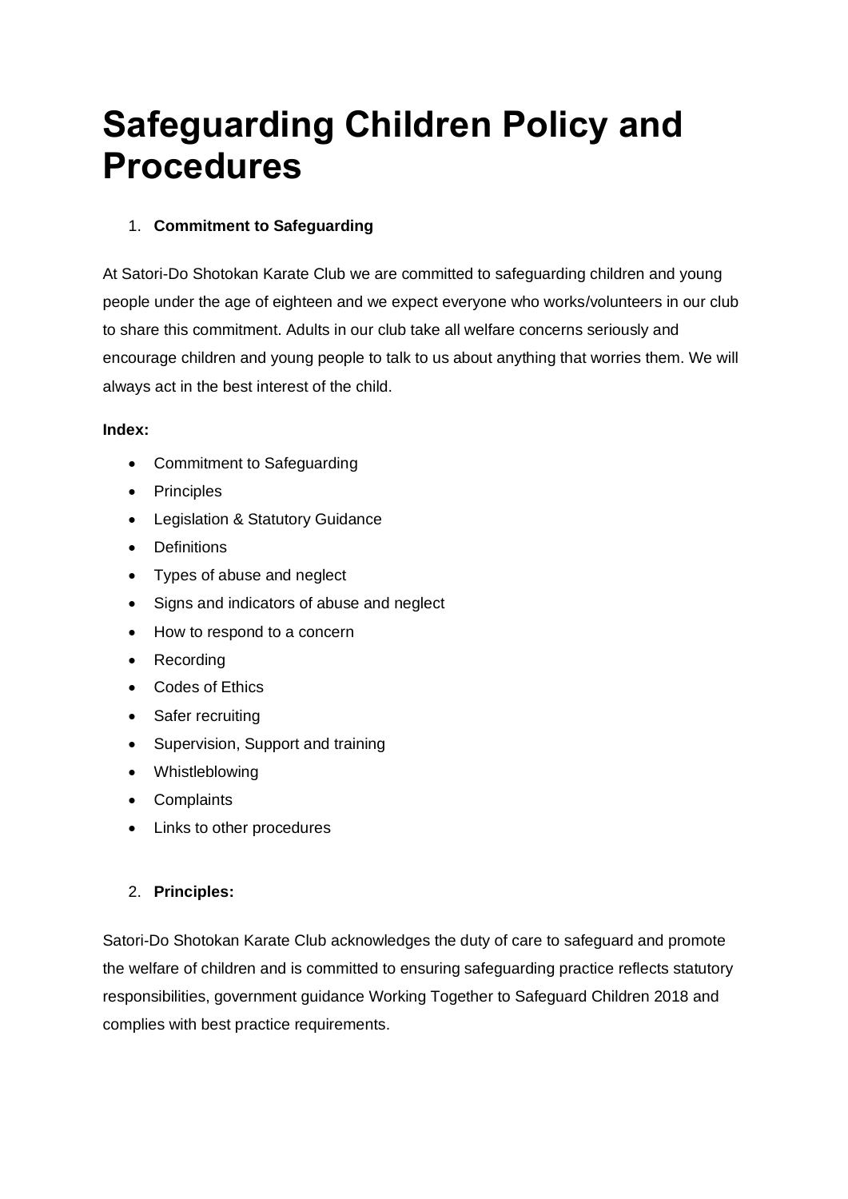# Safeguarding Children Policy and Procedures

1. **Commitment to Safeguarding**

At Satori-Do Shotokan Karate Club we are committed to safeguarding children and young people under the age of eighteen and we expect everyone who works/volunteers in our club to share this commitment. Adults in our club take all welfare concerns seriously and encourage children and young people to talk to us about anything that worries them. We will always act in the best interest of the child.

**Index:**

- Commitment to Safeguarding
- Principles
- Legislation & Statutory Guidance
- Definitions
- Types of abuse and neglect
- Signs and indicators of abuse and neglect
- How to respond to a concern
- Recording
- Codes of Ethics
- Safer recruiting
- Supervision, Support and training
- Whistleblowing
- Complaints
- Links to other procedures

2. **Principles:**

Satori-Do Shotokan Karate Club acknowledges the duty of care to safeguard and promote the welfare of children and is committed to ensuring safeguarding practice reflects statutory responsibilities, government guidance Working Together to Safeguard Children 2018 and complies with best practice requirements.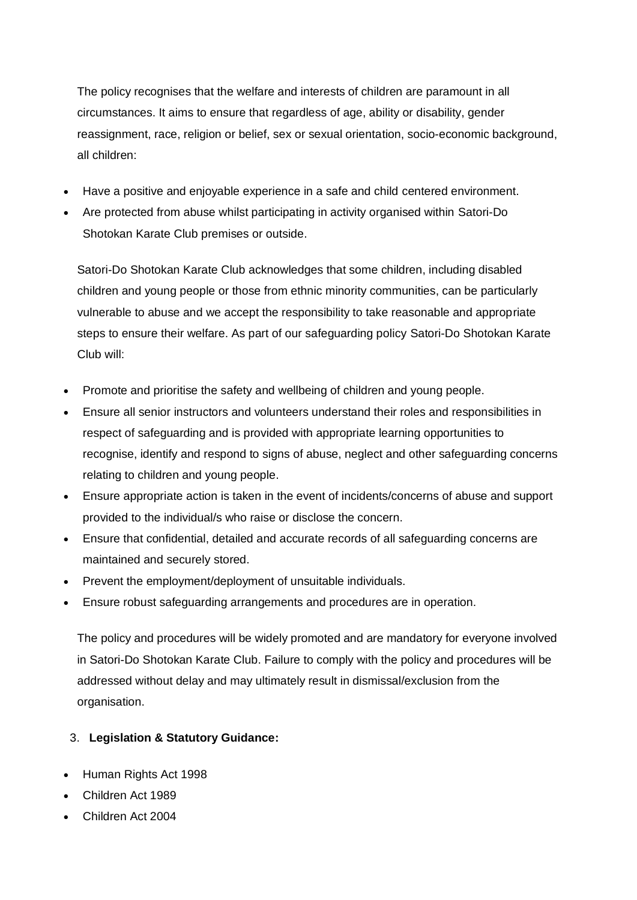The policy recognises that the welfare and interests of children are paramount in all circumstances. It aims to ensure that regardless of age, ability or disability, gender reassignment, race, religion or belief, sex or sexual orientation, socio-economic background, all children:

- Have a positive and enjoyable experience in a safe and child centered environment.
- Are protected from abuse whilst participating in activity organised within Satori-Do Shotokan Karate Club premises or outside.

Satori-Do Shotokan Karate Club acknowledges that some children, including disabled children and young people or those from ethnic minority communities, can be particularly vulnerable to abuse and we accept the responsibility to take reasonable and appropriate steps to ensure their welfare. As part of our safeguarding policy Satori-Do Shotokan Karate Club will:

- Promote and prioritise the safety and wellbeing of children and young people.
- Ensure all senior instructors and volunteers understand their roles and responsibilities in respect of safeguarding and is provided with appropriate learning opportunities to recognise, identify and respond to signs of abuse, neglect and other safeguarding concerns relating to children and young people.
- Ensure appropriate action is taken in the event of incidents/concerns of abuse and support provided to the individual/s who raise or disclose the concern.
- Ensure that confidential, detailed and accurate records of all safeguarding concerns are maintained and securely stored.
- Prevent the employment/deployment of unsuitable individuals.
- Ensure robust safeguarding arrangements and procedures are in operation.

The policy and procedures will be widely promoted and are mandatory for everyone involved in Satori-Do Shotokan Karate Club. Failure to comply with the policy and procedures will be addressed without delay and may ultimately result in dismissal/exclusion from the organisation.

3. **Legislation & Statutory Guidance:**

- Human Rights Act 1998
- Children Act 1989
- Children Act 2004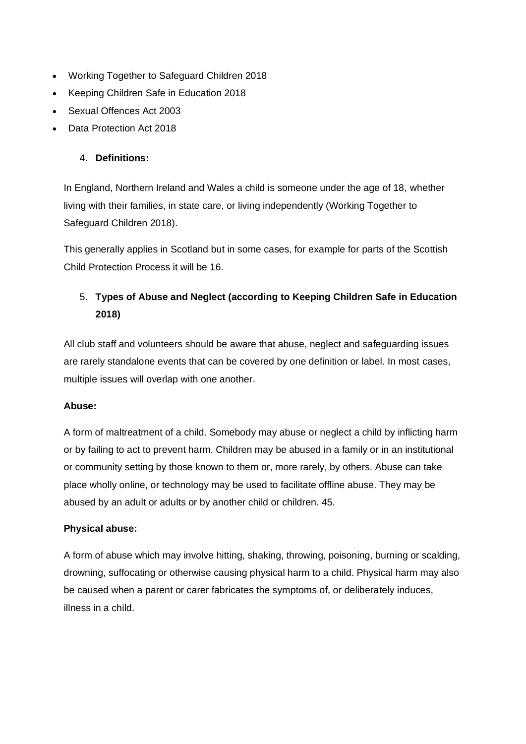- Working Together to Safeguard Children 2018
- Keeping Children Safe in Education 2018
- Sexual Offences Act 2003
- Data Protection Act 2018

4. **Definitions:**

In England, Northern Ireland and Wales a child is someone under the age of 18, whether living with their families, in state care, or living independently (Working Together to Safeguard Children 2018).

This generally applies in Scotland but in some cases, for example for parts of the Scottish Child Protection Process it will be 16.

5. **Types of Abuse and Neglect (according to Keeping Children Safe in Education 2018)**

All club staff and volunteers should be aware that abuse, neglect and safeguarding issues are rarely standalone events that can be covered by one definition or label. In most cases, multiple issues will overlap with one another.

**Abuse:**

A form of maltreatment of a child. Somebody may abuse or neglect a child by inflicting harm or by failing to act to prevent harm. Children may be abused in a family or in an institutional or community setting by those known to them or, more rarely, by others. Abuse can take place wholly online, or technology may be used to facilitate offline abuse. They may be abused by an adult or adults or by another child or children. 45.

**Physical abuse:**

A form of abuse which may involve hitting, shaking, throwing, poisoning, burning or scalding, drowning, suffocating or otherwise causing physical harm to a child. Physical harm may also be caused when a parent or carer fabricates the symptoms of, or deliberately induces, illness in a child.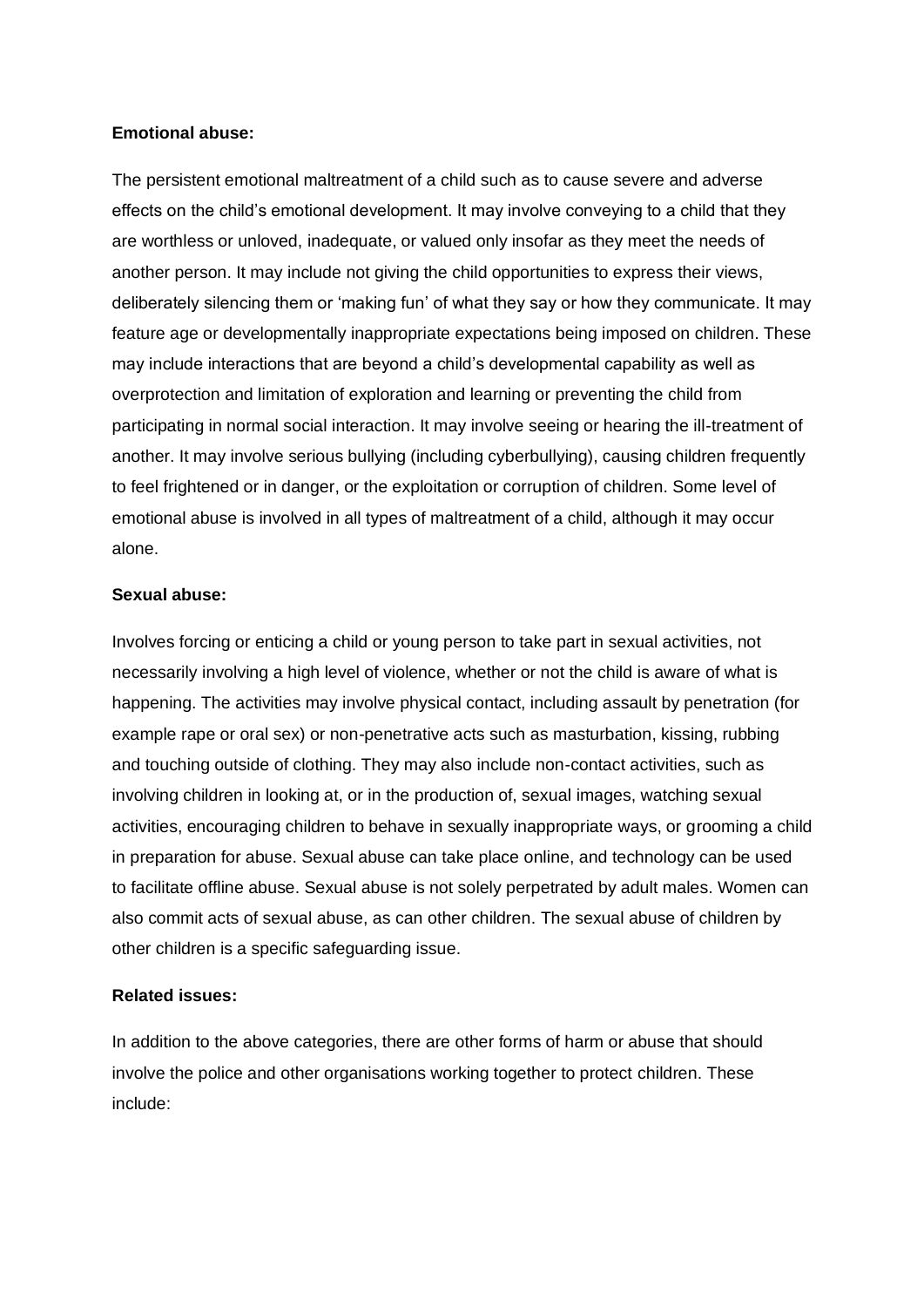**Emotional abuse:**

The persistent emotional maltreatment of a child such as to cause severe and adverse effects on the child's emotional development. It may involve conveying to a child that they are worthless or unloved, inadequate, or valued only insofar as they meet the needs of another person. It may include not giving the child opportunities to express their views, deliberately silencing them or 'making fun' of what they say or how they communicate. It may feature age or developmentally inappropriate expectations being imposed on children. These may include interactions that are beyond a child's developmental capability as well as overprotection and limitation of exploration and learning or preventing the child from participating in normal social interaction. It may involve seeing or hearing the ill-treatment of another. It may involve serious bullying (including cyberbullying), causing children frequently to feel frightened or in danger, or the exploitation or corruption of children. Some level of emotional abuse is involved in all types of maltreatment of a child, although it may occur alone.

**Sexual abuse:**

Involves forcing or enticing a child or young person to take part in sexual activities, not necessarily involving a high level of violence, whether or not the child is aware of what is happening. The activities may involve physical contact, including assault by penetration (for example rape or oral sex) or non-penetrative acts such as masturbation, kissing, rubbing and touching outside of clothing. They may also include non-contact activities, such as involving children in looking at, or in the production of, sexual images, watching sexual activities, encouraging children to behave in sexually inappropriate ways, or grooming a child in preparation for abuse. Sexual abuse can take place online, and technology can be used to facilitate offline abuse. Sexual abuse is not solely perpetrated by adult males. Women can also commit acts of sexual abuse, as can other children. The sexual abuse of children by other children is a specific safeguarding issue.

**Related issues:**

In addition to the above categories, there are other forms of harm or abuse that should involve the police and other organisations working together to protect children. These include: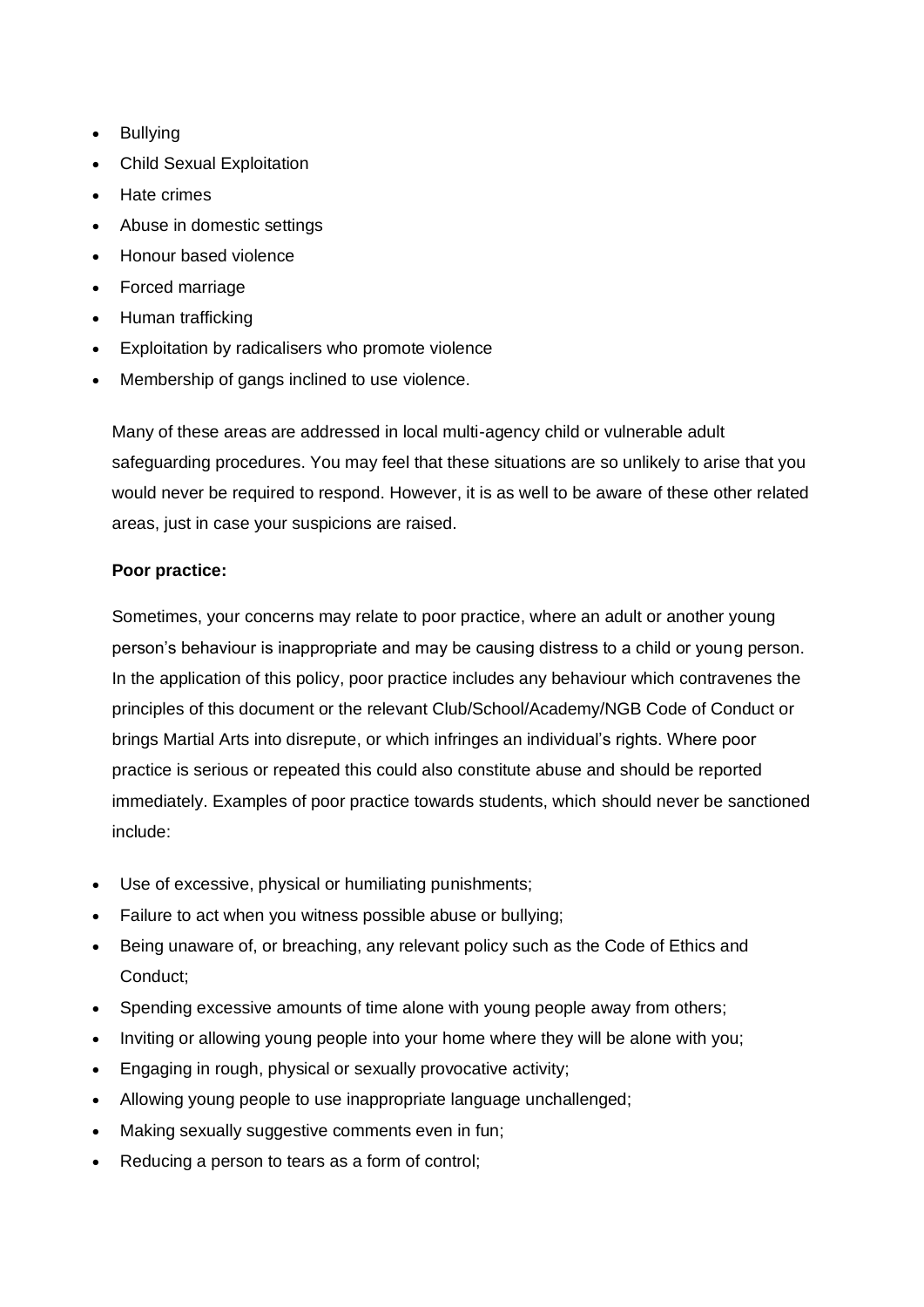- Bullying
- Child Sexual Exploitation
- Hate crimes
- Abuse in domestic settings
- Honour based violence
- Forced marriage
- Human trafficking
- Exploitation by radicalisers who promote violence
- Membership of gangs inclined to use violence.

Many of these areas are addressed in local multi-agency child or vulnerable adult safeguarding procedures. You may feel that these situations are so unlikely to arise that you would never be required to respond. However, it is as well to be aware of these other related areas, just in case your suspicions are raised.

**Poor practice:**

Sometimes, your concerns may relate to poor practice, where an adult or another young person's behaviour is inappropriate and may be causing distress to a child or young person. In the application of this policy, poor practice includes any behaviour which contravenes the principles of this document or the relevant Club/School/Academy/NGB Code of Conduct or brings Martial Arts into disrepute, or which infringes an individual's rights. Where poor practice is serious or repeated this could also constitute abuse and should be reported immediately. Examples of poor practice towards students, which should never be sanctioned include:

- Use of excessive, physical or humiliating punishments;
- Failure to act when you witness possible abuse or bullying;
- Being unaware of, or breaching, any relevant policy such as the Code of Ethics and Conduct;
- Spending excessive amounts of time alone with young people away from others;
- Inviting or allowing young people into your home where they will be alone with you;
- Engaging in rough, physical or sexually provocative activity;
- Allowing young people to use inappropriate language unchallenged;
- Making sexually suggestive comments even in fun;
- Reducing a person to tears as a form of control;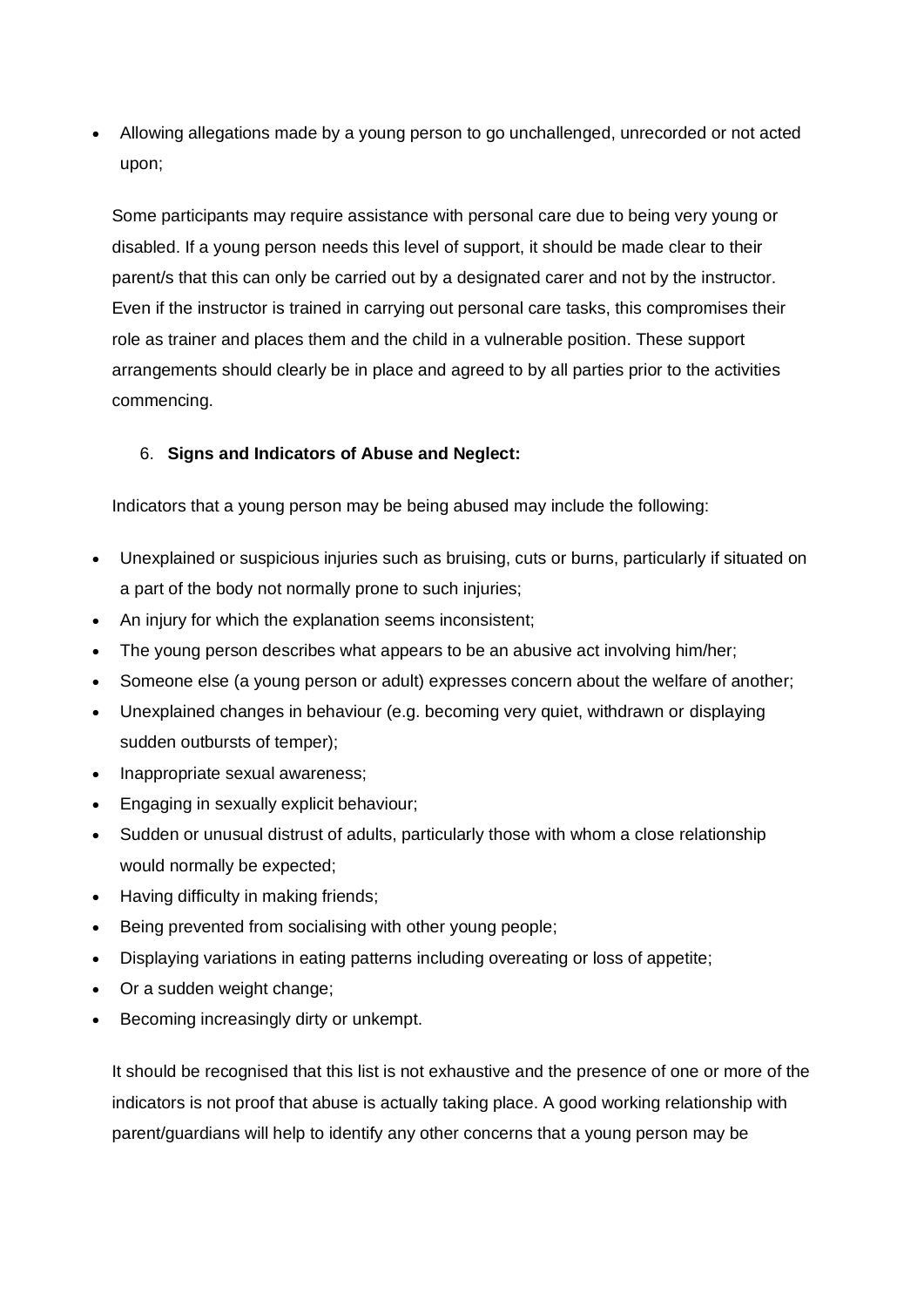- Allowing allegations made by a young person to go unchallenged, unrecorded or not acted upon;

Some participants may require assistance with personal care due to being very young or disabled. If a young person needs this level of support, it should be made clear to their parent/s that this can only be carried out by a designated carer and not by the instructor. Even if the instructor is trained in carrying out personal care tasks, this compromises their role as trainer and places them and the child in a vulnerable position. These support arrangements should clearly be in place and agreed to by all parties prior to the activities commencing.

6. **Signs and Indicators of Abuse and Neglect:**

Indicators that a young person may be being abused may include the following:

- Unexplained or suspicious injuries such as bruising, cuts or burns, particularly if situated on a part of the body not normally prone to such injuries;
- An injury for which the explanation seems inconsistent;
- The young person describes what appears to be an abusive act involving him/her;
- Someone else (a young person or adult) expresses concern about the welfare of another;
- Unexplained changes in behaviour (e.g. becoming very quiet, withdrawn or displaying sudden outbursts of temper);
- Inappropriate sexual awareness;
- Engaging in sexually explicit behaviour;
- Sudden or unusual distrust of adults, particularly those with whom a close relationship would normally be expected;
- Having difficulty in making friends;
- Being prevented from socialising with other young people;
- Displaying variations in eating patterns including overeating or loss of appetite;
- Or a sudden weight change;
- Becoming increasingly dirty or unkempt.

It should be recognised that this list is not exhaustive and the presence of one or more of the indicators is not proof that abuse is actually taking place. A good working relationship with parent/guardians will help to identify any other concerns that a young person may be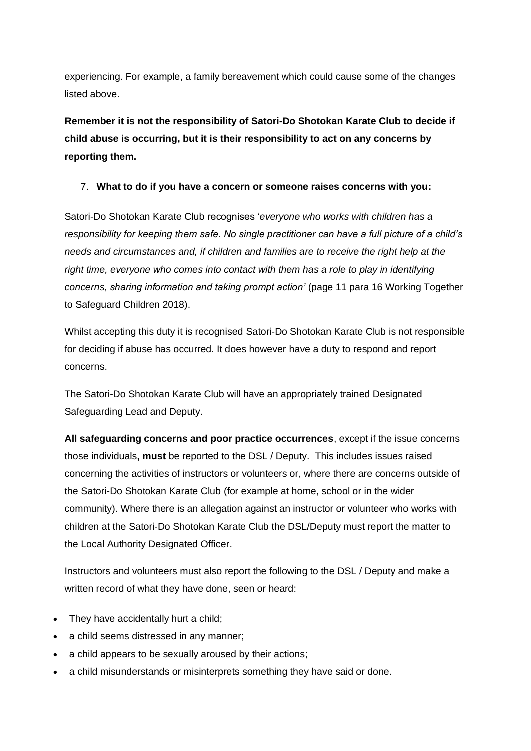experiencing. For example, a family bereavement which could cause some of the changes listed above.

**Remember it is not the responsibility of Satori-Do Shotokan Karate Club to decide if child abuse is occurring, but it is their responsibility to act on any concerns by reporting them.**

7. **What to do if you have a concern or someone raises concerns with you:**

Satori-Do Shotokan Karate Club recognises '*everyone who works with children has a responsibility for keeping them safe. No single practitioner can have a full picture of a child's needs and circumstances and, if children and families are to receive the right help at the right time, everyone who comes into contact with them has a role to play in identifying concerns, sharing information and taking prompt action'* (page 11 para 16 Working Together to Safeguard Children 2018).

Whilst accepting this duty it is recognised Satori-Do Shotokan Karate Club is not responsible for deciding if abuse has occurred. It does however have a duty to respond and report concerns.

The Satori-Do Shotokan Karate Club will have an appropriately trained Designated Safeguarding Lead and Deputy.

**All safeguarding concerns and poor practice occurrences**, except if the issue concerns those individuals**, must** be reported to the DSL / Deputy. This includes issues raised concerning the activities of instructors or volunteers or, where there are concerns outside of the Satori-Do Shotokan Karate Club (for example at home, school or in the wider community). Where there is an allegation against an instructor or volunteer who works with children at the Satori-Do Shotokan Karate Club the DSL/Deputy must report the matter to the Local Authority Designated Officer.

Instructors and volunteers must also report the following to the DSL / Deputy and make a written record of what they have done, seen or heard:

- They have accidentally hurt a child;
- a child seems distressed in any manner;
- a child appears to be sexually aroused by their actions;
- a child misunderstands or misinterprets something they have said or done.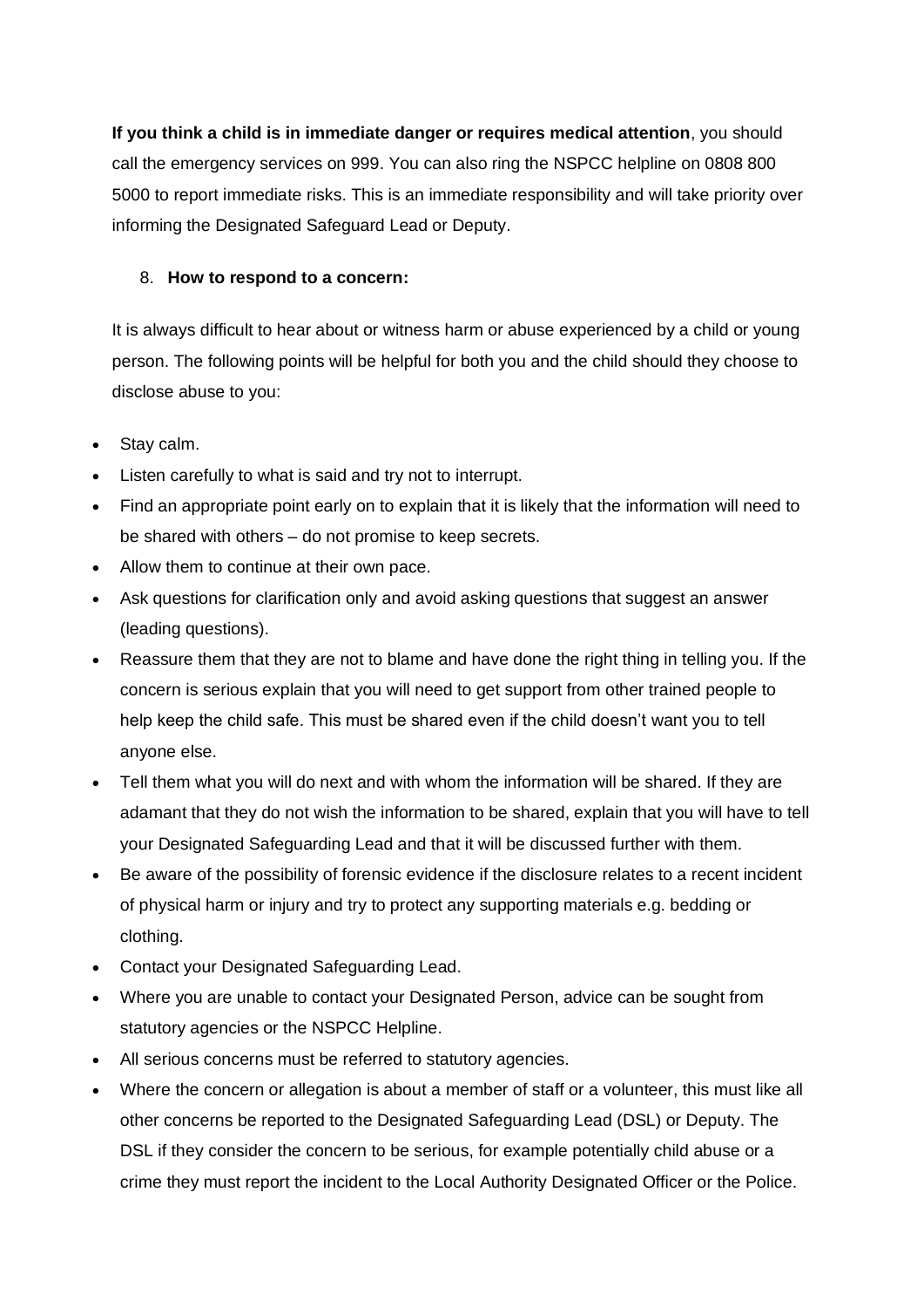**If you think a child is in immediate danger or requires medical attention**, you should call the emergency services on 999. You can also ring the NSPCC helpline on 0808 800 5000 to report immediate risks. This is an immediate responsibility and will take priority over informing the Designated Safeguard Lead or Deputy.

8. **How to respond to a concern:**

It is always difficult to hear about or witness harm or abuse experienced by a child or young person. The following points will be helpful for both you and the child should they choose to disclose abuse to you:

- Stay calm.
- Listen carefully to what is said and try not to interrupt.
- Find an appropriate point early on to explain that it is likely that the information will need to be shared with others – do not promise to keep secrets.
- Allow them to continue at their own pace.
- Ask questions for clarification only and avoid asking questions that suggest an answer (leading questions).
- Reassure them that they are not to blame and have done the right thing in telling you. If the concern is serious explain that you will need to get support from other trained people to help keep the child safe. This must be shared even if the child doesn't want you to tell anyone else.
- Tell them what you will do next and with whom the information will be shared. If they are adamant that they do not wish the information to be shared, explain that you will have to tell your Designated Safeguarding Lead and that it will be discussed further with them.
- Be aware of the possibility of forensic evidence if the disclosure relates to a recent incident of physical harm or injury and try to protect any supporting materials e.g. bedding or clothing.
- Contact your Designated Safeguarding Lead.
- Where you are unable to contact your Designated Person, advice can be sought from statutory agencies or the NSPCC Helpline.
- All serious concerns must be referred to statutory agencies.
- Where the concern or allegation is about a member of staff or a volunteer, this must like all other concerns be reported to the Designated Safeguarding Lead (DSL) or Deputy. The DSL if they consider the concern to be serious, for example potentially child abuse or a crime they must report the incident to the Local Authority Designated Officer or the Police.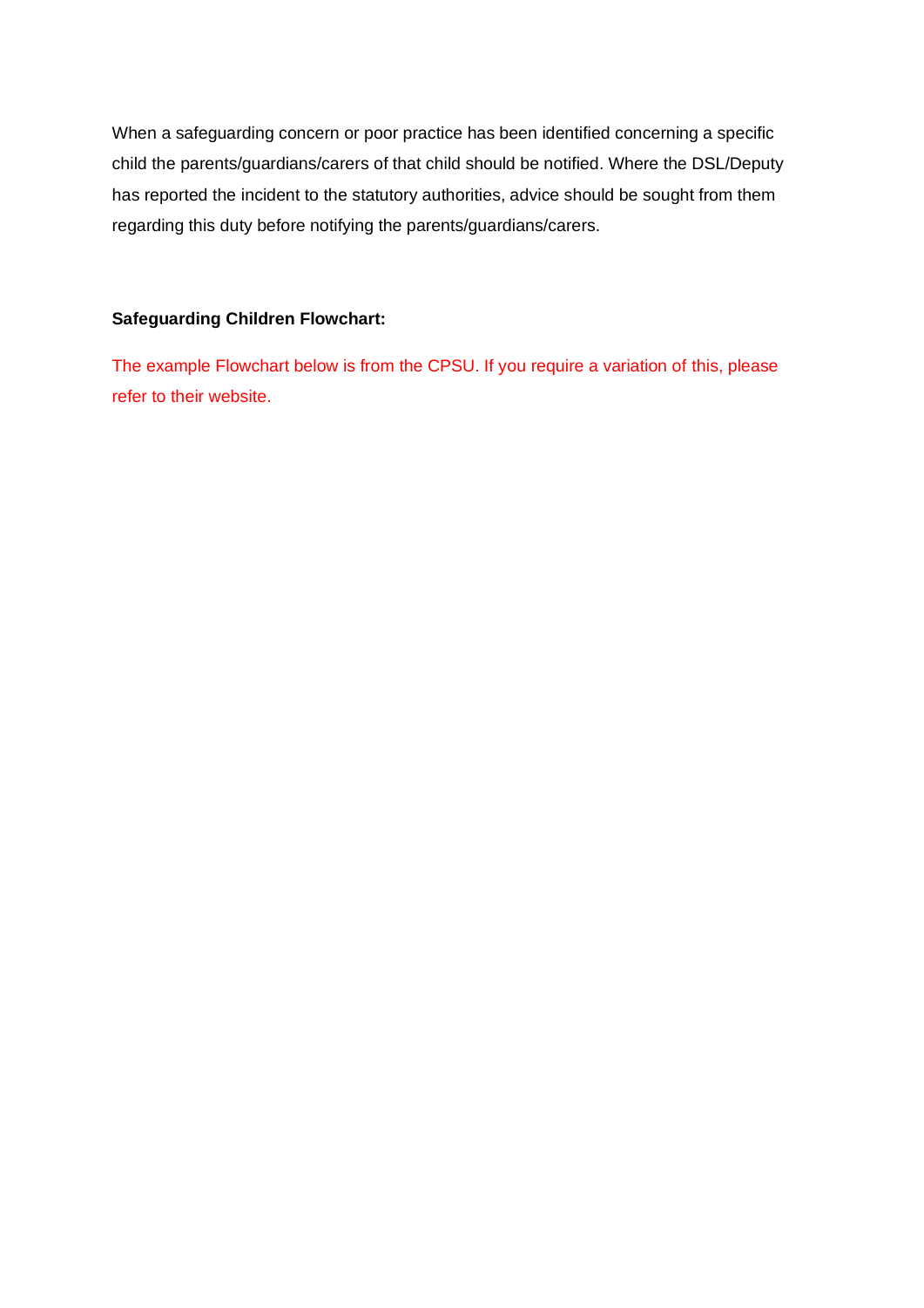When a safeguarding concern or poor practice has been identified concerning a specific child the parents/guardians/carers of that child should be notified. Where the DSL/Deputy has reported the incident to the statutory authorities, advice should be sought from them regarding this duty before notifying the parents/guardians/carers.

**Safeguarding Children Flowchart:**

The example Flowchart below is from the CPSU. If you require a variation of this, please refer to their website.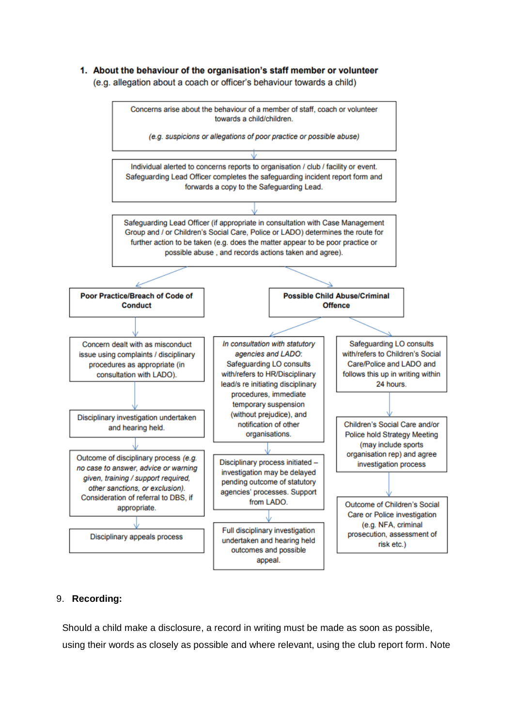1. **About the behaviour of the organisation's staff member or volunteer**
(e.g. allegation about a coach or officer's behaviour towards a child)

Concerns arise about the behaviour of a member of staff, coach or volunteer towards a child/children.

*(e.g. suspicions or allegations of poor practice or possible abuse)*

↓

Individual alerted to concerns reports to organisation / club / facility or event. Safeguarding Lead Officer completes the safeguarding incident report form and forwards a copy to the Safeguarding Lead.

↓

Safeguarding Lead Officer (if appropriate in consultation with Case Management Group and / or Children's Social Care, Police or LADO) determines the route for further action to be taken (e.g. does the matter appear to be poor practice or possible abuse , and records actions taken and agree).

↓

**Poor Practice/Breach of Code of Conduct**

- Concern dealt with as misconduct issue using complaints / disciplinary procedures as appropriate (in consultation with LADO).
- ↓ Disciplinary investigation undertaken and hearing held.
- ↓ Outcome of disciplinary process *(e.g. no case to answer, advice or warning given, training / support required, other sanctions, or exclusion).* Consideration of referral to DBS, if appropriate.
- ↓ Disciplinary appeals process

**Possible Child Abuse/Criminal Offence**

Route A:

- *In consultation with statutory agencies and LADO:* Safeguarding LO consults with/refers to HR/Disciplinary lead/s re initiating disciplinary procedures, immediate temporary suspension (without prejudice), and notification of other organisations.
- ↓ Disciplinary process initiated – investigation may be delayed pending outcome of statutory agencies' processes. Support from LADO.
- ↓ Full disciplinary investigation undertaken and hearing held outcomes and possible appeal.

Route B:

- Safeguarding LO consults with/refers to Children's Social Care/Police and LADO and follows this up in writing within 24 hours.
- ↓ Children's Social Care and/or Police hold Strategy Meeting (may include sports organisation rep) and agree investigation process
- ↓ Outcome of Children's Social Care or Police investigation (e.g. NFA, criminal prosecution, assessment of risk etc.)

9. **Recording:**

Should a child make a disclosure, a record in writing must be made as soon as possible, using their words as closely as possible and where relevant, using the club report form. Note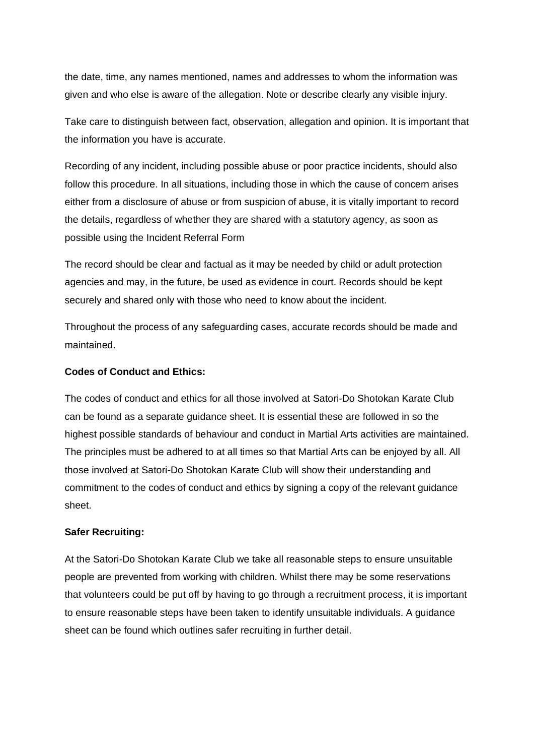the date, time, any names mentioned, names and addresses to whom the information was given and who else is aware of the allegation. Note or describe clearly any visible injury.

Take care to distinguish between fact, observation, allegation and opinion. It is important that the information you have is accurate.

Recording of any incident, including possible abuse or poor practice incidents, should also follow this procedure. In all situations, including those in which the cause of concern arises either from a disclosure of abuse or from suspicion of abuse, it is vitally important to record the details, regardless of whether they are shared with a statutory agency, as soon as possible using the Incident Referral Form

The record should be clear and factual as it may be needed by child or adult protection agencies and may, in the future, be used as evidence in court. Records should be kept securely and shared only with those who need to know about the incident.

Throughout the process of any safeguarding cases, accurate records should be made and maintained.

**Codes of Conduct and Ethics:**

The codes of conduct and ethics for all those involved at Satori-Do Shotokan Karate Club can be found as a separate guidance sheet. It is essential these are followed in so the highest possible standards of behaviour and conduct in Martial Arts activities are maintained. The principles must be adhered to at all times so that Martial Arts can be enjoyed by all. All those involved at Satori-Do Shotokan Karate Club will show their understanding and commitment to the codes of conduct and ethics by signing a copy of the relevant guidance sheet.

**Safer Recruiting:**

At the Satori-Do Shotokan Karate Club we take all reasonable steps to ensure unsuitable people are prevented from working with children. Whilst there may be some reservations that volunteers could be put off by having to go through a recruitment process, it is important to ensure reasonable steps have been taken to identify unsuitable individuals. A guidance sheet can be found which outlines safer recruiting in further detail.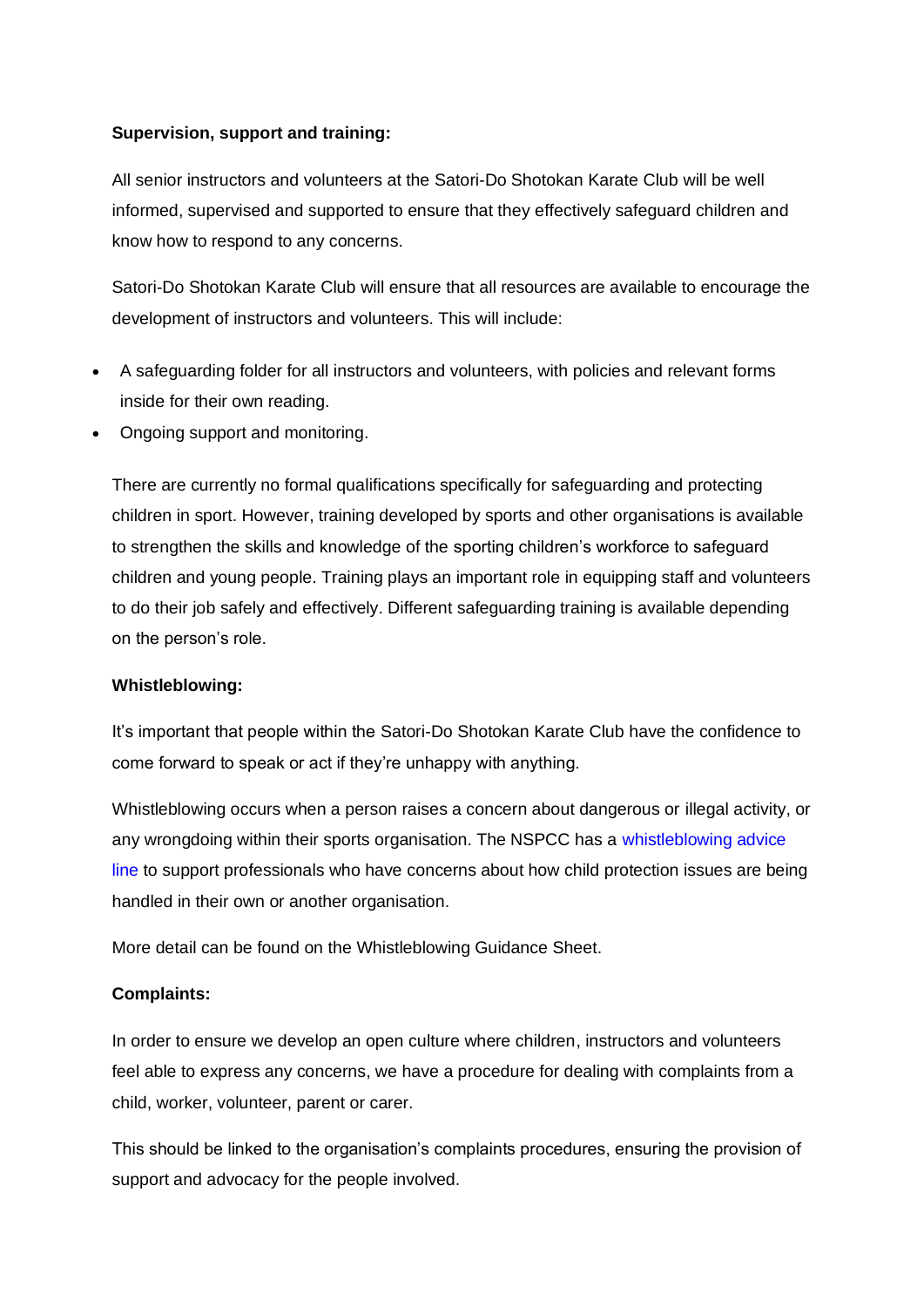**Supervision, support and training:**

All senior instructors and volunteers at the Satori-Do Shotokan Karate Club will be well informed, supervised and supported to ensure that they effectively safeguard children and know how to respond to any concerns.

Satori-Do Shotokan Karate Club will ensure that all resources are available to encourage the development of instructors and volunteers. This will include:

- A safeguarding folder for all instructors and volunteers, with policies and relevant forms inside for their own reading.
- Ongoing support and monitoring.

There are currently no formal qualifications specifically for safeguarding and protecting children in sport. However, training developed by sports and other organisations is available to strengthen the skills and knowledge of the sporting children's workforce to safeguard children and young people. Training plays an important role in equipping staff and volunteers to do their job safely and effectively. Different safeguarding training is available depending on the person's role.

**Whistleblowing:**

It's important that people within the Satori-Do Shotokan Karate Club have the confidence to come forward to speak or act if they're unhappy with anything.

Whistleblowing occurs when a person raises a concern about dangerous or illegal activity, or any wrongdoing within their sports organisation. The NSPCC has a whistleblowing advice line to support professionals who have concerns about how child protection issues are being handled in their own or another organisation.

More detail can be found on the Whistleblowing Guidance Sheet.

**Complaints:**

In order to ensure we develop an open culture where children, instructors and volunteers feel able to express any concerns, we have a procedure for dealing with complaints from a child, worker, volunteer, parent or carer.

This should be linked to the organisation's complaints procedures, ensuring the provision of support and advocacy for the people involved.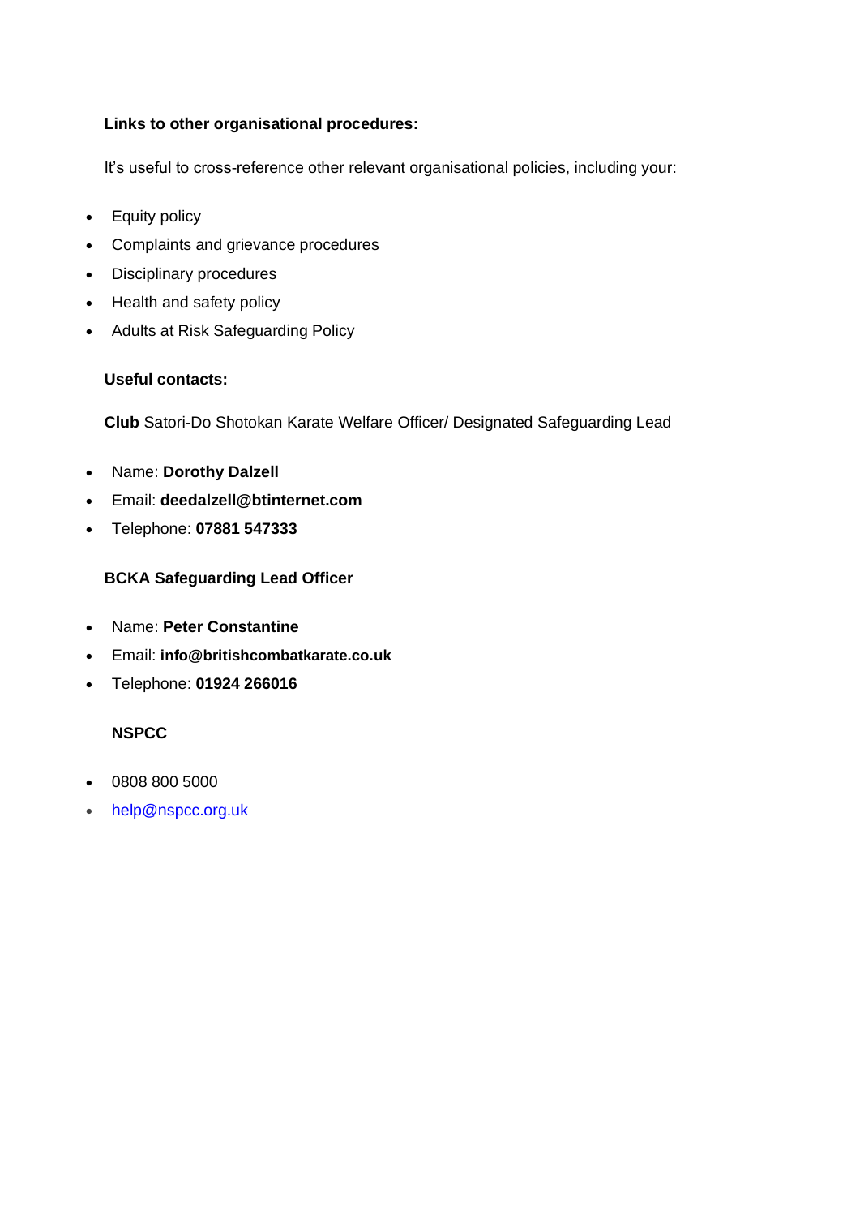**Links to other organisational procedures:**

It's useful to cross-reference other relevant organisational policies, including your:

- Equity policy
- Complaints and grievance procedures
- Disciplinary procedures
- Health and safety policy
- Adults at Risk Safeguarding Policy

**Useful contacts:**

**Club** Satori-Do Shotokan Karate Welfare Officer/ Designated Safeguarding Lead

- Name: **Dorothy Dalzell**
- Email: **deedalzell@btinternet.com**
- Telephone: **07881 547333**

**BCKA Safeguarding Lead Officer**

- Name: **Peter Constantine**
- Email: **info@britishcombatkarate.co.uk**
- Telephone: **01924 266016**

**NSPCC**

- 0808 800 5000
- help@nspcc.org.uk